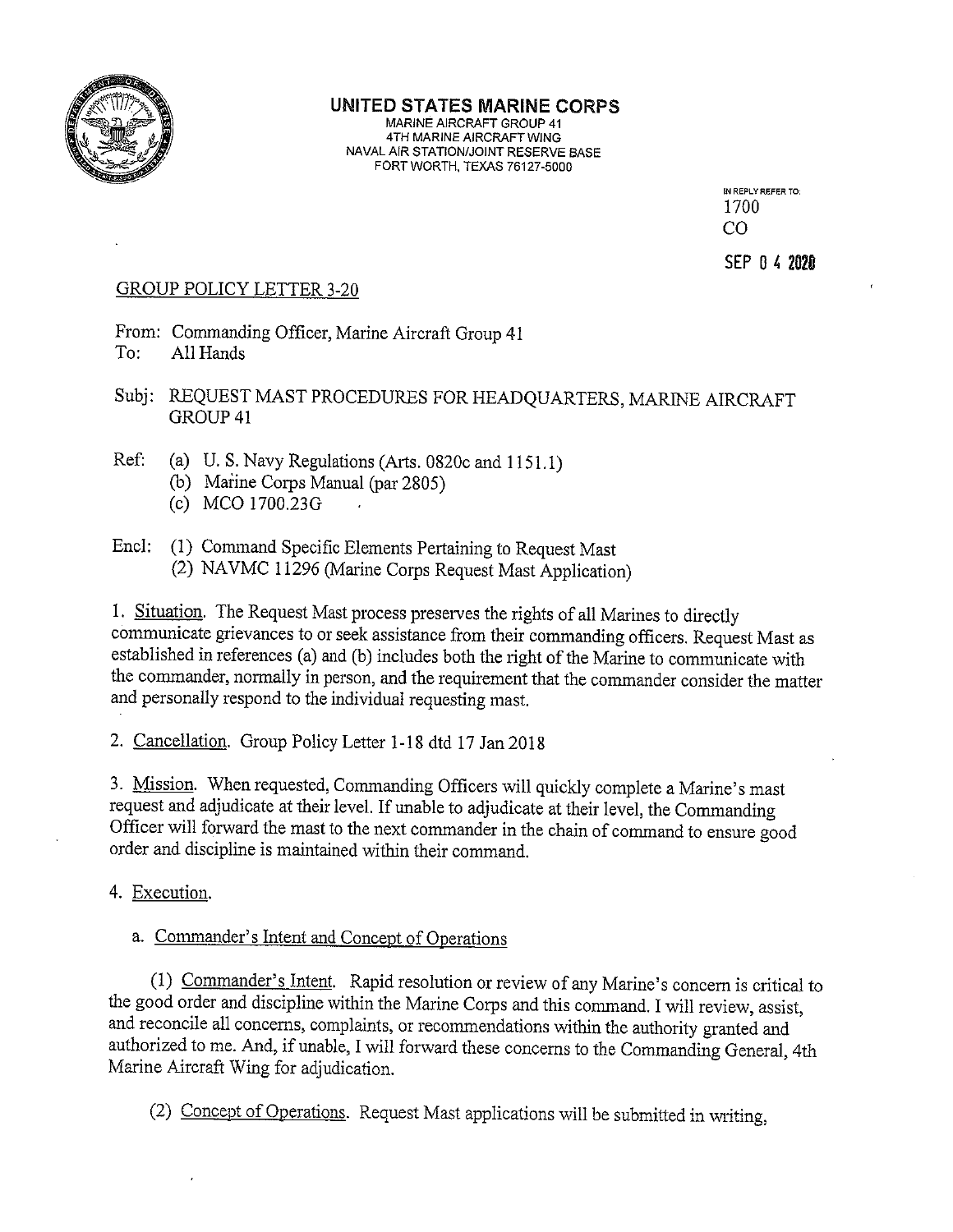**UNITED STATES MARINE CORPS**
MARINE AIRCRAFT GROUP 41
4TH MARINE AIRCRAFT WING
NAVAL AIR STATION/JOINT RESERVE BASE
FORT WORTH, TEXAS 76127-5000

IN REPLY REFER TO:
1700
CO

SEP 04 2020

GROUP POLICY LETTER 3-20

From: Commanding Officer, Marine Aircraft Group 41
To: All Hands

Subj: REQUEST MAST PROCEDURES FOR HEADQUARTERS, MARINE AIRCRAFT GROUP 41

Ref: (a) U. S. Navy Regulations (Arts. 0820c and 1151.1)
(b) Marine Corps Manual (par 2805)
(c) MCO 1700.23G

Encl: (1) Command Specific Elements Pertaining to Request Mast
(2) NAVMC 11296 (Marine Corps Request Mast Application)

1. Situation. The Request Mast process preserves the rights of all Marines to directly communicate grievances to or seek assistance from their commanding officers. Request Mast as established in references (a) and (b) includes both the right of the Marine to communicate with the commander, normally in person, and the requirement that the commander consider the matter and personally respond to the individual requesting mast.

2. Cancellation. Group Policy Letter 1-18 dtd 17 Jan 2018

3. Mission. When requested, Commanding Officers will quickly complete a Marine's mast request and adjudicate at their level. If unable to adjudicate at their level, the Commanding Officer will forward the mast to the next commander in the chain of command to ensure good order and discipline is maintained within their command.

4. Execution.

a. Commander's Intent and Concept of Operations

(1) Commander's Intent. Rapid resolution or review of any Marine's concern is critical to the good order and discipline within the Marine Corps and this command. I will review, assist, and reconcile all concerns, complaints, or recommendations within the authority granted and authorized to me. And, if unable, I will forward these concerns to the Commanding General, 4th Marine Aircraft Wing for adjudication.

(2) Concept of Operations. Request Mast applications will be submitted in writing,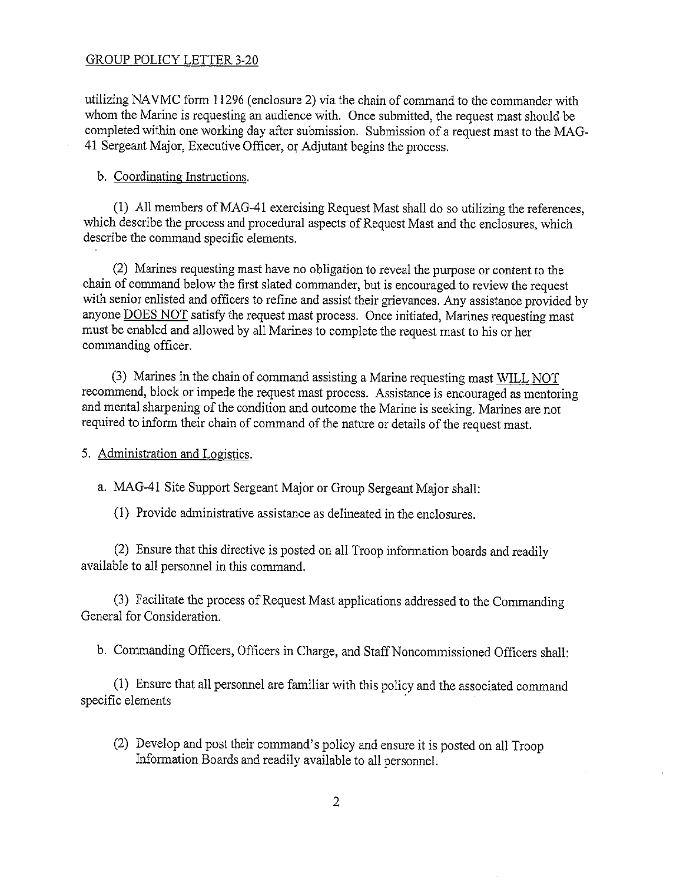utilizing NAVMC form 11296 (enclosure 2) via the chain of command to the commander with whom the Marine is requesting an audience with. Once submitted, the request mast should be completed within one working day after submission. Submission of a request mast to the MAG-41 Sergeant Major, Executive Officer, or Adjutant begins the process.

b. Coordinating Instructions.

(1) All members of MAG-41 exercising Request Mast shall do so utilizing the references, which describe the process and procedural aspects of Request Mast and the enclosures, which describe the command specific elements.

(2) Marines requesting mast have no obligation to reveal the purpose or content to the chain of command below the first slated commander, but is encouraged to review the request with senior enlisted and officers to refine and assist their grievances. Any assistance provided by anyone DOES NOT satisfy the request mast process. Once initiated, Marines requesting mast must be enabled and allowed by all Marines to complete the request mast to his or her commanding officer.

(3) Marines in the chain of command assisting a Marine requesting mast WILL NOT recommend, block or impede the request mast process. Assistance is encouraged as mentoring and mental sharpening of the condition and outcome the Marine is seeking. Marines are not required to inform their chain of command of the nature or details of the request mast.

5. Administration and Logistics.

a. MAG-41 Site Support Sergeant Major or Group Sergeant Major shall:

(1) Provide administrative assistance as delineated in the enclosures.

(2) Ensure that this directive is posted on all Troop information boards and readily available to all personnel in this command.

(3) Facilitate the process of Request Mast applications addressed to the Commanding General for Consideration.

b. Commanding Officers, Officers in Charge, and Staff Noncommissioned Officers shall:

(1) Ensure that all personnel are familiar with this policy and the associated command specific elements

(2) Develop and post their command's policy and ensure it is posted on all Troop Information Boards and readily available to all personnel.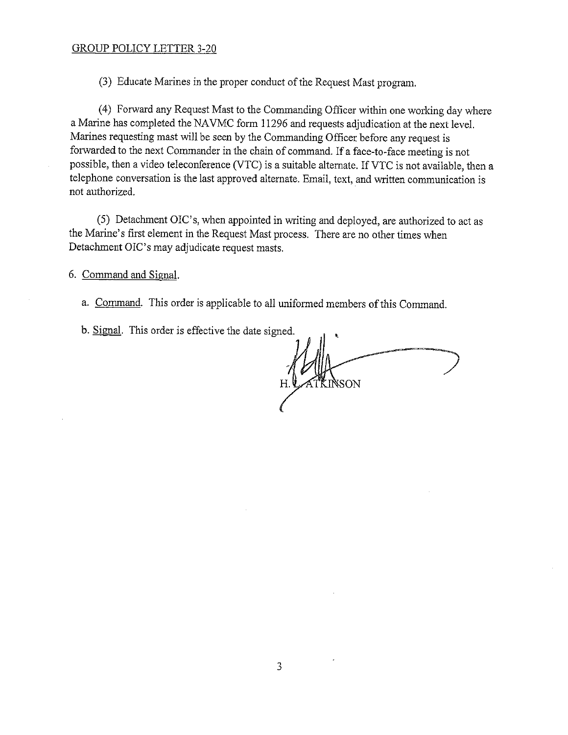(3) Educate Marines in the proper conduct of the Request Mast program.

(4) Forward any Request Mast to the Commanding Officer within one working day where a Marine has completed the NAVMC form 11296 and requests adjudication at the next level. Marines requesting mast will be seen by the Commanding Officer before any request is forwarded to the next Commander in the chain of command. If a face-to-face meeting is not possible, then a video teleconference (VTC) is a suitable alternate. If VTC is not available, then a telephone conversation is the last approved alternate. Email, text, and written communication is not authorized.

(5) Detachment OIC's, when appointed in writing and deployed, are authorized to act as the Marine's first element in the Request Mast process. There are no other times when Detachment OIC's may adjudicate request masts.

6. Command and Signal.

a. Command. This order is applicable to all uniformed members of this Command.

b. Signal. This order is effective the date signed.

H. L. ATKINSON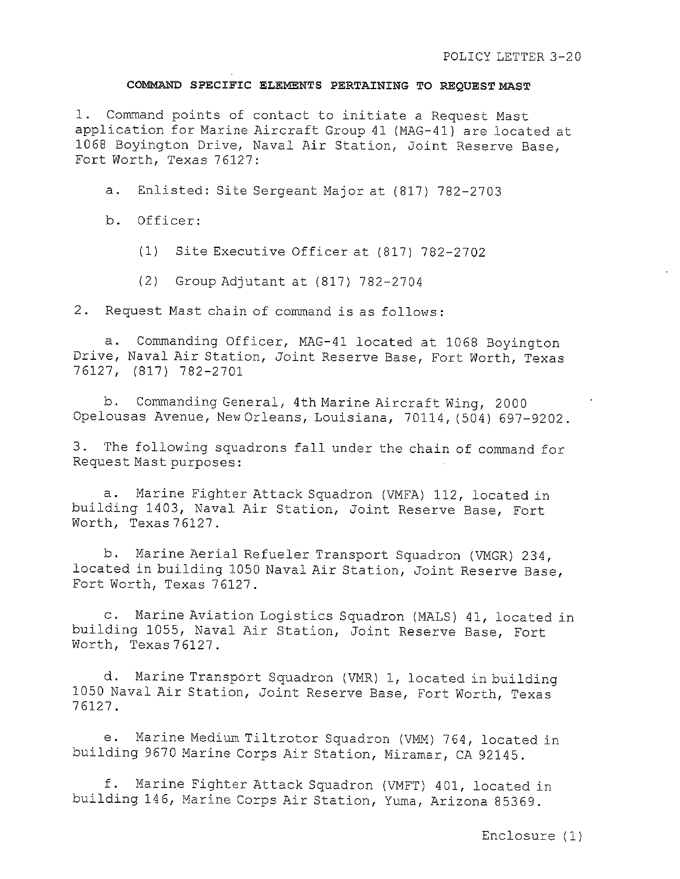POLICY LETTER 3-20

**COMMAND SPECIFIC ELEMENTS PERTAINING TO REQUEST MAST**

1. Command points of contact to initiate a Request Mast application for Marine Aircraft Group 41 (MAG-41) are located at 1068 Boyington Drive, Naval Air Station, Joint Reserve Base, Fort Worth, Texas 76127:

   a. Enlisted: Site Sergeant Major at (817) 782-2703

   b. Officer:

      (1) Site Executive Officer at (817) 782-2702

      (2) Group Adjutant at (817) 782-2704

2. Request Mast chain of command is as follows:

   a. Commanding Officer, MAG-41 located at 1068 Boyington Drive, Naval Air Station, Joint Reserve Base, Fort Worth, Texas 76127, (817) 782-2701

   b. Commanding General, 4th Marine Aircraft Wing, 2000 Opelousas Avenue, New Orleans, Louisiana, 70114, (504) 697-9202.

3. The following squadrons fall under the chain of command for Request Mast purposes:

   a. Marine Fighter Attack Squadron (VMFA) 112, located in building 1403, Naval Air Station, Joint Reserve Base, Fort Worth, Texas 76127.

   b. Marine Aerial Refueler Transport Squadron (VMGR) 234, located in building 1050 Naval Air Station, Joint Reserve Base, Fort Worth, Texas 76127.

   c. Marine Aviation Logistics Squadron (MALS) 41, located in building 1055, Naval Air Station, Joint Reserve Base, Fort Worth, Texas 76127.

   d. Marine Transport Squadron (VMR) 1, located in building 1050 Naval Air Station, Joint Reserve Base, Fort Worth, Texas 76127.

   e. Marine Medium Tiltrotor Squadron (VMM) 764, located in building 9670 Marine Corps Air Station, Miramar, CA 92145.

   f. Marine Fighter Attack Squadron (VMFT) 401, located in building 146, Marine Corps Air Station, Yuma, Arizona 85369.

Enclosure (1)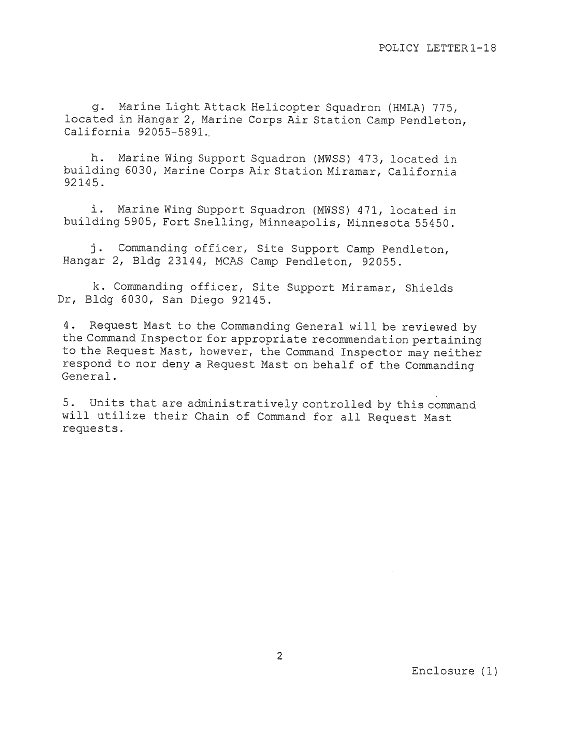g. Marine Light Attack Helicopter Squadron (HMLA) 775, located in Hangar 2, Marine Corps Air Station Camp Pendleton, California 92055-5891.

h. Marine Wing Support Squadron (MWSS) 473, located in building 6030, Marine Corps Air Station Miramar, California 92145.

i. Marine Wing Support Squadron (MWSS) 471, located in building 5905, Fort Snelling, Minneapolis, Minnesota 55450.

j. Commanding officer, Site Support Camp Pendleton, Hangar 2, Bldg 23144, MCAS Camp Pendleton, 92055.

k. Commanding officer, Site Support Miramar, Shields Dr, Bldg 6030, San Diego 92145.

4. Request Mast to the Commanding General will be reviewed by the Command Inspector for appropriate recommendation pertaining to the Request Mast, however, the Command Inspector may neither respond to nor deny a Request Mast on behalf of the Commanding General.

5. Units that are administratively controlled by this command will utilize their Chain of Command for all Request Mast requests.

Enclosure (1)